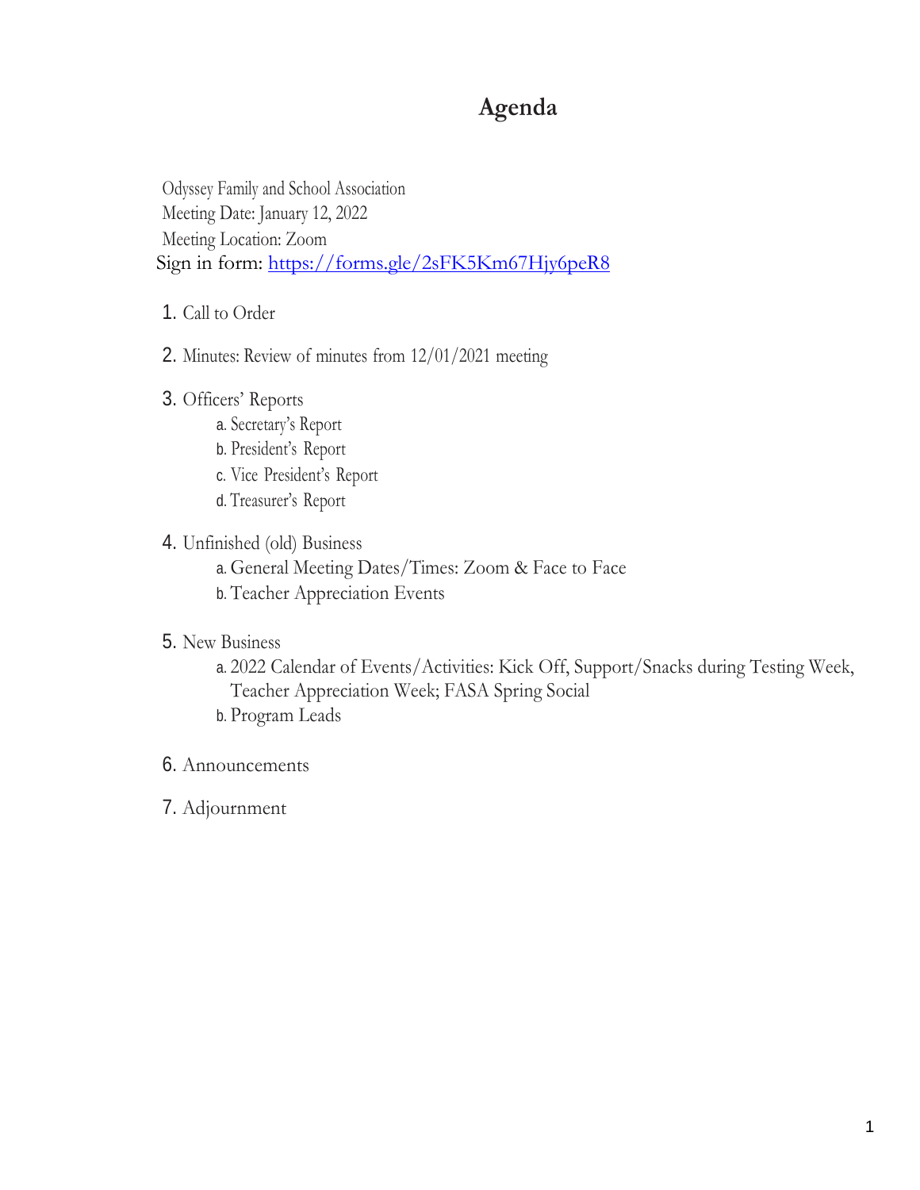# Agenda

Odyssey Family and School Association
Meeting Date: January 12, 2022
Meeting Location: Zoom
Sign in form: [https://forms.gle/2sFK5Km67Hjy6peR8](https://forms.gle/2sFK5Km67Hjy6peR8)

1. Call to Order
2. Minutes: Review of minutes from 12/01/2021 meeting
3. Officers' Reports
   a. Secretary's Report
   b. President's Report
   c. Vice President's Report
   d. Treasurer's Report
4. Unfinished (old) Business
   a. General Meeting Dates/Times: Zoom & Face to Face
   b. Teacher Appreciation Events
5. New Business
   a. 2022 Calendar of Events/Activities: Kick Off, Support/Snacks during Testing Week, Teacher Appreciation Week; FASA Spring Social
   b. Program Leads
6. Announcements
7. Adjournment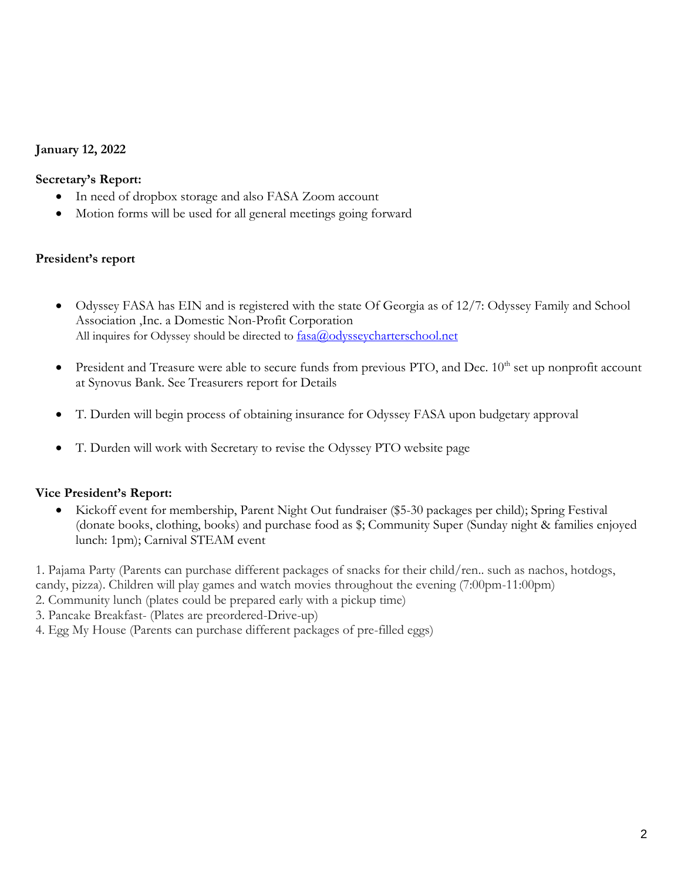**January 12, 2022**

**Secretary's Report:**

- In need of dropbox storage and also FASA Zoom account
- Motion forms will be used for all general meetings going forward

**President's report**

- Odyssey FASA has EIN and is registered with the state Of Georgia as of 12/7: Odyssey Family and School Association ,Inc. a Domestic Non-Profit Corporation
  All inquires for Odyssey should be directed to [fasa@odysseycharterschool.net](mailto:fasa@odysseycharterschool.net)
- President and Treasure were able to secure funds from previous PTO, and Dec. 10th set up nonprofit account at Synovus Bank. See Treasurers report for Details
- T. Durden will begin process of obtaining insurance for Odyssey FASA upon budgetary approval
- T. Durden will work with Secretary to revise the Odyssey PTO website page

**Vice President's Report:**

- Kickoff event for membership, Parent Night Out fundraiser ($5-30 packages per child); Spring Festival (donate books, clothing, books) and purchase food as $; Community Super (Sunday night & families enjoyed lunch: 1pm); Carnival STEAM event

1. Pajama Party (Parents can purchase different packages of snacks for their child/ren.. such as nachos, hotdogs, candy, pizza). Children will play games and watch movies throughout the evening (7:00pm-11:00pm)
2. Community lunch (plates could be prepared early with a pickup time)
3. Pancake Breakfast- (Plates are preordered-Drive-up)
4. Egg My House (Parents can purchase different packages of pre-filled eggs)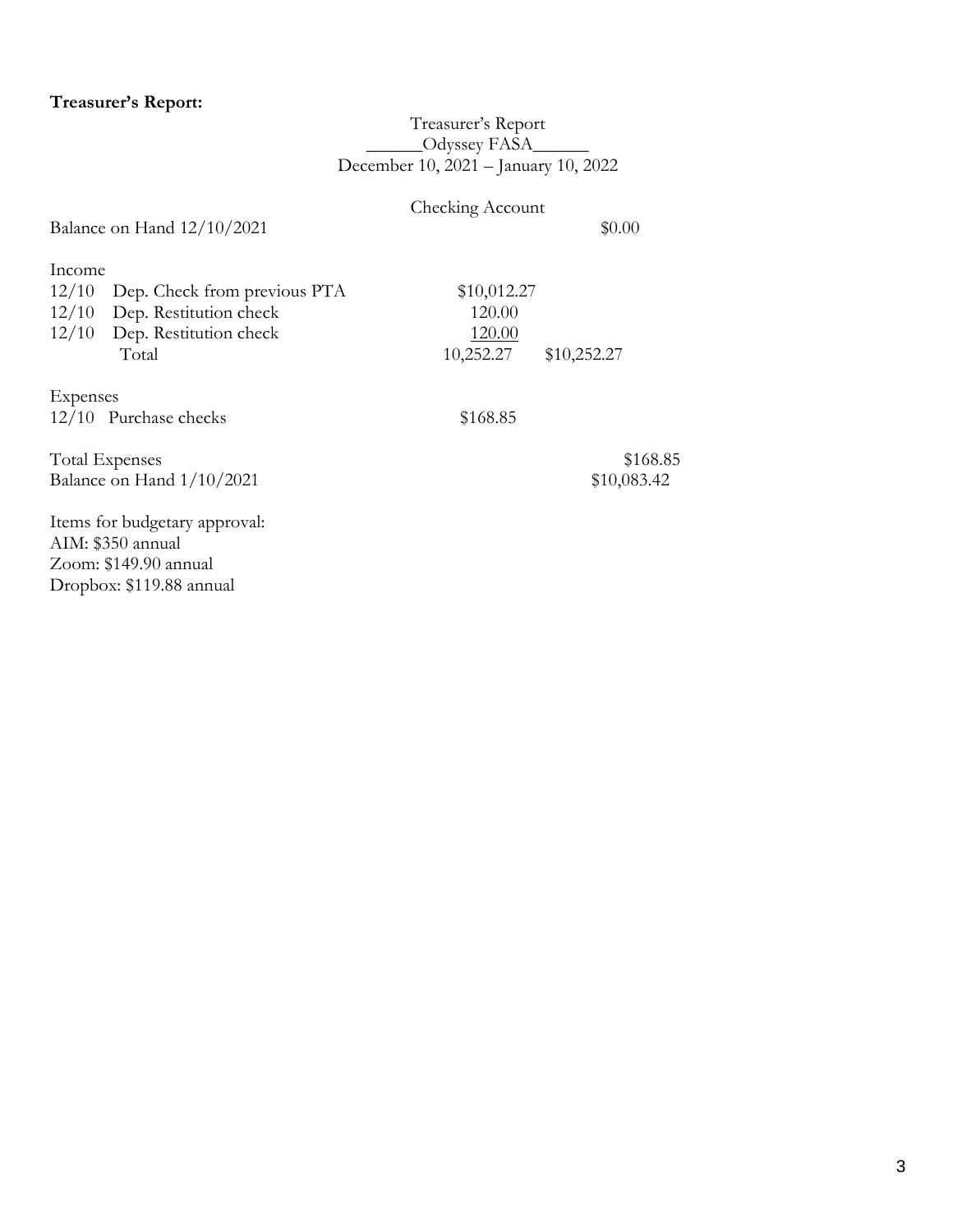**Treasurer's Report:**

Treasurer's Report
______Odyssey FASA______
December 10, 2021 – January 10, 2022

Checking Account

| | | | |
|---|---|---|---|
| Balance on Hand 12/10/2021 | | | $0.00 |
| **Income** | | | |
| 12/10 | Dep. Check from previous PTA | $10,012.27 | |
| 12/10 | Dep. Restitution check | 120.00 | |
| 12/10 | Dep. Restitution check | 120.00 | |
| | Total | 10,252.27 | $10,252.27 |
| **Expenses** | | | |
| 12/10 | Purchase checks | $168.85 | |
| Total Expenses | | | $168.85 |
| Balance on Hand 1/10/2021 | | | $10,083.42 |

Items for budgetary approval:
AIM: $350 annual
Zoom: $149.90 annual
Dropbox: $119.88 annual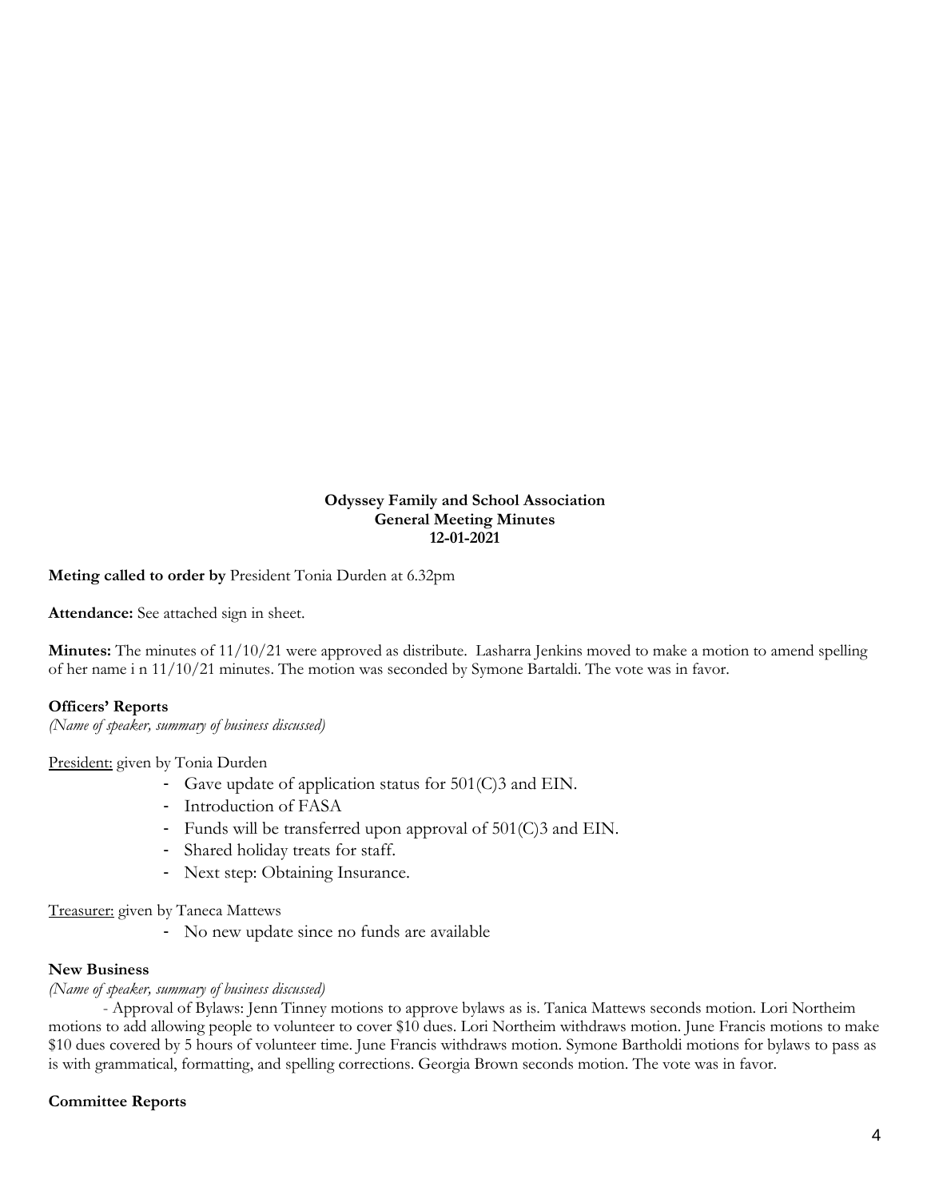**Odyssey Family and School Association**
**General Meeting Minutes**
**12-01-2021**

**Meting called to order by** President Tonia Durden at 6.32pm

**Attendance:** See attached sign in sheet.

**Minutes:** The minutes of 11/10/21 were approved as distribute. Lasharra Jenkins moved to make a motion to amend spelling of her name i n 11/10/21 minutes. The motion was seconded by Symone Bartaldi. The vote was in favor.

**Officers' Reports**
*(Name of speaker, summary of business discussed)*

<u>President:</u> given by Tonia Durden

- Gave update of application status for 501(C)3 and EIN.
- Introduction of FASA
- Funds will be transferred upon approval of 501(C)3 and EIN.
- Shared holiday treats for staff.
- Next step: Obtaining Insurance.

<u>Treasurer:</u> given by Taneca Mattews

- No new update since no funds are available

**New Business**
*(Name of speaker, summary of business discussed)*

- Approval of Bylaws: Jenn Tinney motions to approve bylaws as is. Tanica Mattews seconds motion. Lori Northeim motions to add allowing people to volunteer to cover $10 dues. Lori Northeim withdraws motion. June Francis motions to make $10 dues covered by 5 hours of volunteer time. June Francis withdraws motion. Symone Bartholdi motions for bylaws to pass as is with grammatical, formatting, and spelling corrections. Georgia Brown seconds motion. The vote was in favor.

**Committee Reports**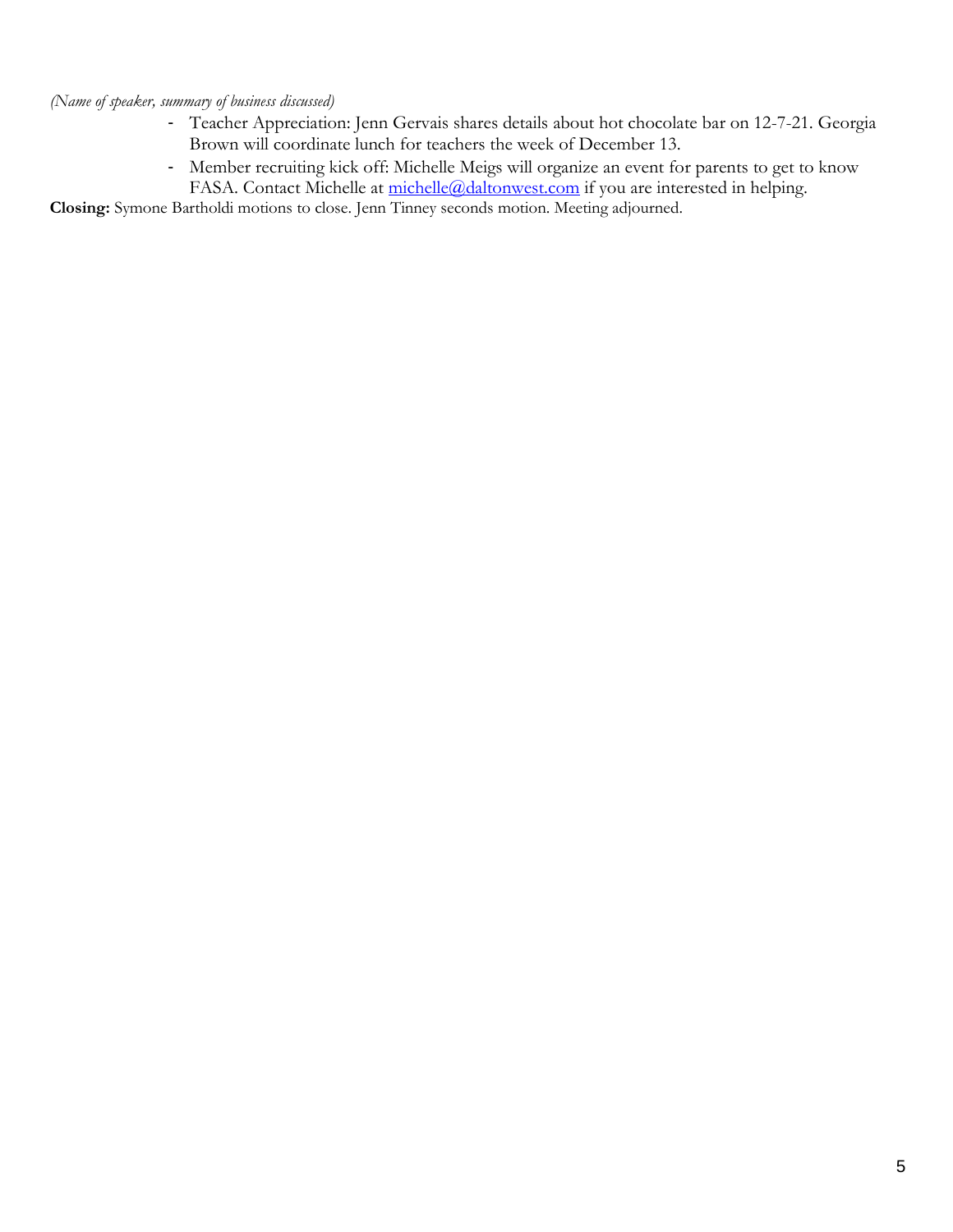*(Name of speaker, summary of business discussed)*

- Teacher Appreciation: Jenn Gervais shares details about hot chocolate bar on 12-7-21. Georgia Brown will coordinate lunch for teachers the week of December 13.
- Member recruiting kick off: Michelle Meigs will organize an event for parents to get to know FASA. Contact Michelle at [michelle@daltonwest.com](mailto:michelle@daltonwest.com) if you are interested in helping.

**Closing:** Symone Bartholdi motions to close. Jenn Tinney seconds motion. Meeting adjourned.